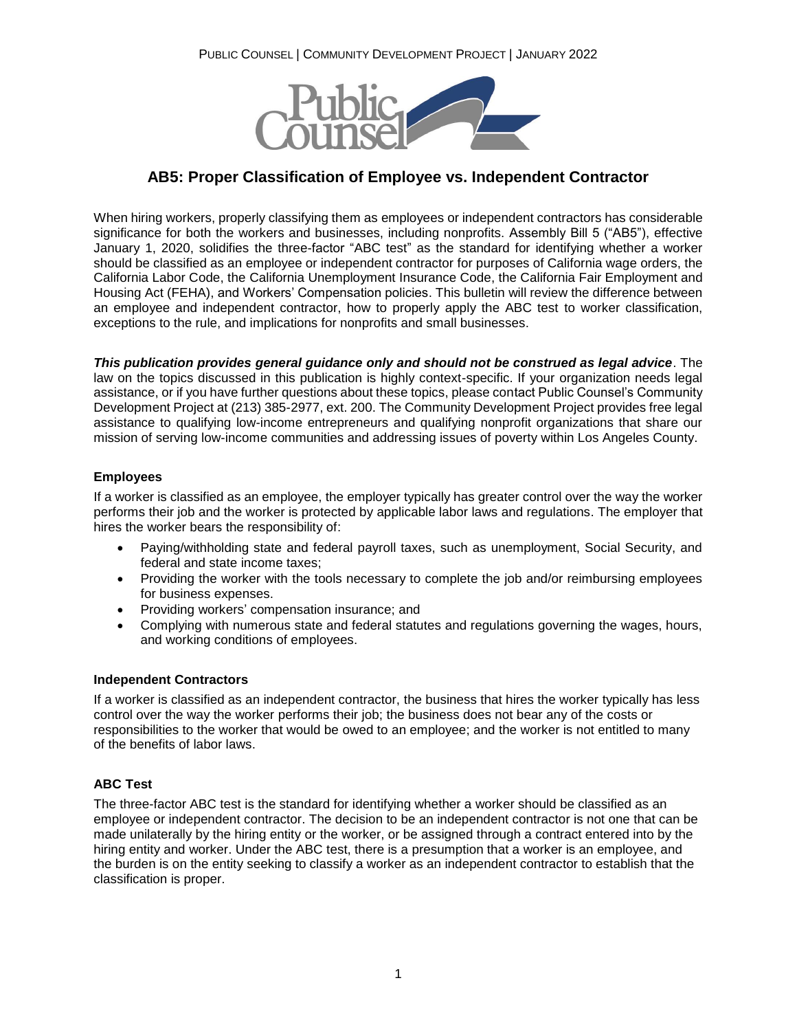# AB5: Proper Classification of Employee vs. Independent Contractor

When hiring workers, properly classifying them as employees or independent contractors has considerable significance for both the workers and businesses, including nonprofits. Assembly Bill 5 ("AB5"), effective January 1, 2020, solidifies the three-factor "ABC test" as the standard for identifying whether a worker should be classified as an employee or independent contractor for purposes of California wage orders, the California Labor Code, the California Unemployment Insurance Code, the California Fair Employment and Housing Act (FEHA), and Workers' Compensation policies. This bulletin will review the difference between an employee and independent contractor, how to properly apply the ABC test to worker classification, exceptions to the rule, and implications for nonprofits and small businesses.

***This publication provides general guidance only and should not be construed as legal advice***. The law on the topics discussed in this publication is highly context-specific. If your organization needs legal assistance, or if you have further questions about these topics, please contact Public Counsel's Community Development Project at (213) 385-2977, ext. 200. The Community Development Project provides free legal assistance to qualifying low-income entrepreneurs and qualifying nonprofit organizations that share our mission of serving low-income communities and addressing issues of poverty within Los Angeles County.

### Employees

If a worker is classified as an employee, the employer typically has greater control over the way the worker performs their job and the worker is protected by applicable labor laws and regulations. The employer that hires the worker bears the responsibility of:

- Paying/withholding state and federal payroll taxes, such as unemployment, Social Security, and federal and state income taxes;
- Providing the worker with the tools necessary to complete the job and/or reimbursing employees for business expenses.
- Providing workers' compensation insurance; and
- Complying with numerous state and federal statutes and regulations governing the wages, hours, and working conditions of employees.

### Independent Contractors

If a worker is classified as an independent contractor, the business that hires the worker typically has less control over the way the worker performs their job; the business does not bear any of the costs or responsibilities to the worker that would be owed to an employee; and the worker is not entitled to many of the benefits of labor laws.

### ABC Test

The three-factor ABC test is the standard for identifying whether a worker should be classified as an employee or independent contractor. The decision to be an independent contractor is not one that can be made unilaterally by the hiring entity or the worker, or be assigned through a contract entered into by the hiring entity and worker. Under the ABC test, there is a presumption that a worker is an employee, and the burden is on the entity seeking to classify a worker as an independent contractor to establish that the classification is proper.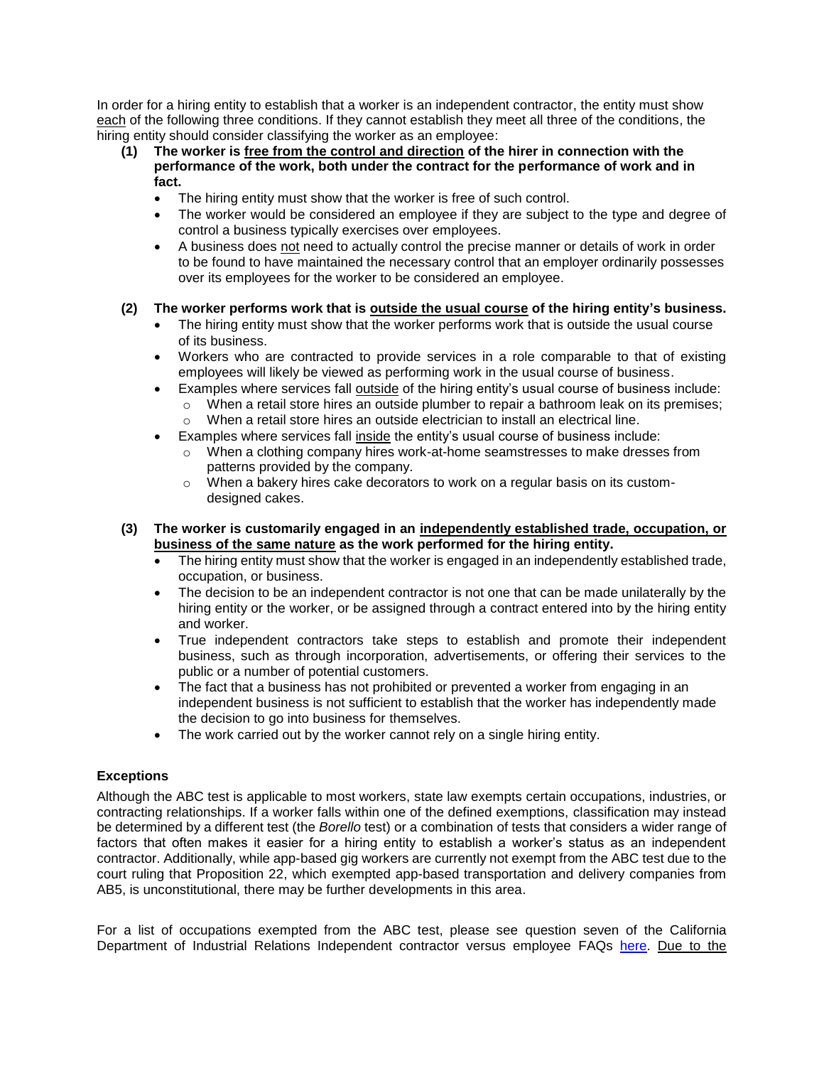In order for a hiring entity to establish that a worker is an independent contractor, the entity must show each of the following three conditions. If they cannot establish they meet all three of the conditions, the hiring entity should consider classifying the worker as an employee:

**(1) The worker is free from the control and direction of the hirer in connection with the performance of the work, both under the contract for the performance of work and in fact.**

- The hiring entity must show that the worker is free of such control.
- The worker would be considered an employee if they are subject to the type and degree of control a business typically exercises over employees.
- A business does not need to actually control the precise manner or details of work in order to be found to have maintained the necessary control that an employer ordinarily possesses over its employees for the worker to be considered an employee.

**(2) The worker performs work that is outside the usual course of the hiring entity's business.**

- The hiring entity must show that the worker performs work that is outside the usual course of its business.
- Workers who are contracted to provide services in a role comparable to that of existing employees will likely be viewed as performing work in the usual course of business.
- Examples where services fall outside of the hiring entity's usual course of business include:
  - When a retail store hires an outside plumber to repair a bathroom leak on its premises;
  - When a retail store hires an outside electrician to install an electrical line.
- Examples where services fall inside the entity's usual course of business include:
  - When a clothing company hires work-at-home seamstresses to make dresses from patterns provided by the company.
  - When a bakery hires cake decorators to work on a regular basis on its custom-designed cakes.

**(3) The worker is customarily engaged in an independently established trade, occupation, or business of the same nature as the work performed for the hiring entity.**

- The hiring entity must show that the worker is engaged in an independently established trade, occupation, or business.
- The decision to be an independent contractor is not one that can be made unilaterally by the hiring entity or the worker, or be assigned through a contract entered into by the hiring entity and worker.
- True independent contractors take steps to establish and promote their independent business, such as through incorporation, advertisements, or offering their services to the public or a number of potential customers.
- The fact that a business has not prohibited or prevented a worker from engaging in an independent business is not sufficient to establish that the worker has independently made the decision to go into business for themselves.
- The work carried out by the worker cannot rely on a single hiring entity.

### Exceptions

Although the ABC test is applicable to most workers, state law exempts certain occupations, industries, or contracting relationships. If a worker falls within one of the defined exemptions, classification may instead be determined by a different test (the *Borello* test) or a combination of tests that considers a wider range of factors that often makes it easier for a hiring entity to establish a worker's status as an independent contractor. Additionally, while app-based gig workers are currently not exempt from the ABC test due to the court ruling that Proposition 22, which exempted app-based transportation and delivery companies from AB5, is unconstitutional, there may be further developments in this area.

For a list of occupations exempted from the ABC test, please see question seven of the California Department of Industrial Relations Independent contractor versus employee FAQs [here](). Due to the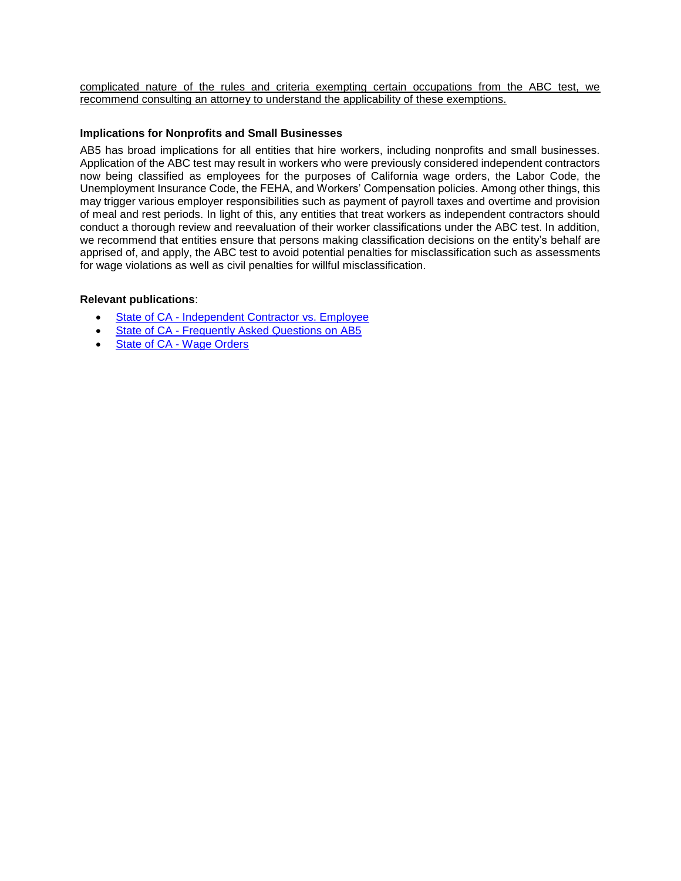complicated nature of the rules and criteria exempting certain occupations from the ABC test, we recommend consulting an attorney to understand the applicability of these exemptions.

**Implications for Nonprofits and Small Businesses**

AB5 has broad implications for all entities that hire workers, including nonprofits and small businesses. Application of the ABC test may result in workers who were previously considered independent contractors now being classified as employees for the purposes of California wage orders, the Labor Code, the Unemployment Insurance Code, the FEHA, and Workers' Compensation policies. Among other things, this may trigger various employer responsibilities such as payment of payroll taxes and overtime and provision of meal and rest periods. In light of this, any entities that treat workers as independent contractors should conduct a thorough review and reevaluation of their worker classifications under the ABC test. In addition, we recommend that entities ensure that persons making classification decisions on the entity's behalf are apprised of, and apply, the ABC test to avoid potential penalties for misclassification such as assessments for wage violations as well as civil penalties for willful misclassification.

**Relevant publications**:

- State of CA - Independent Contractor vs. Employee
- State of CA - Frequently Asked Questions on AB5
- State of CA - Wage Orders